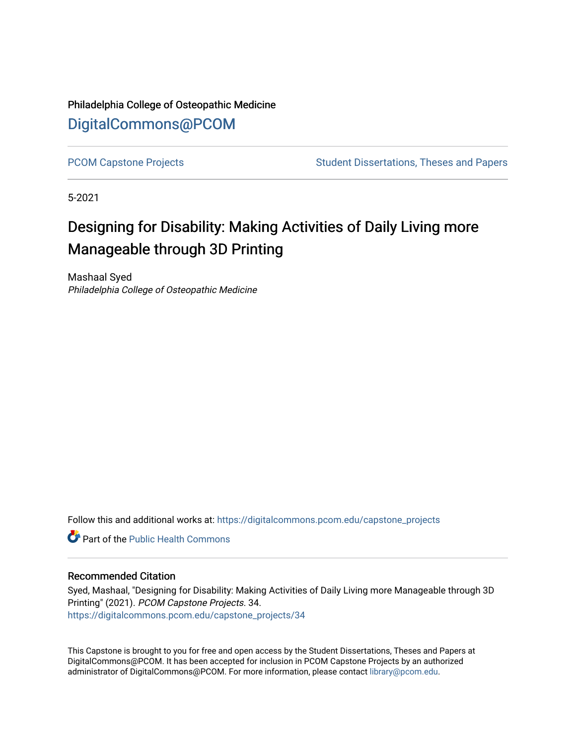Philadelphia College of Osteopathic Medicine

DigitalCommons@PCOM

PCOM Capstone Projects

Student Dissertations, Theses and Papers

5-2021

# Designing for Disability: Making Activities of Daily Living more Manageable through 3D Printing

Mashaal Syed

*Philadelphia College of Osteopathic Medicine*

Follow this and additional works at: https://digitalcommons.pcom.edu/capstone_projects

Part of the Public Health Commons

## Recommended Citation

Syed, Mashaal, "Designing for Disability: Making Activities of Daily Living more Manageable through 3D Printing" (2021). *PCOM Capstone Projects*. 34.
https://digitalcommons.pcom.edu/capstone_projects/34

This Capstone is brought to you for free and open access by the Student Dissertations, Theses and Papers at DigitalCommons@PCOM. It has been accepted for inclusion in PCOM Capstone Projects by an authorized administrator of DigitalCommons@PCOM. For more information, please contact library@pcom.edu.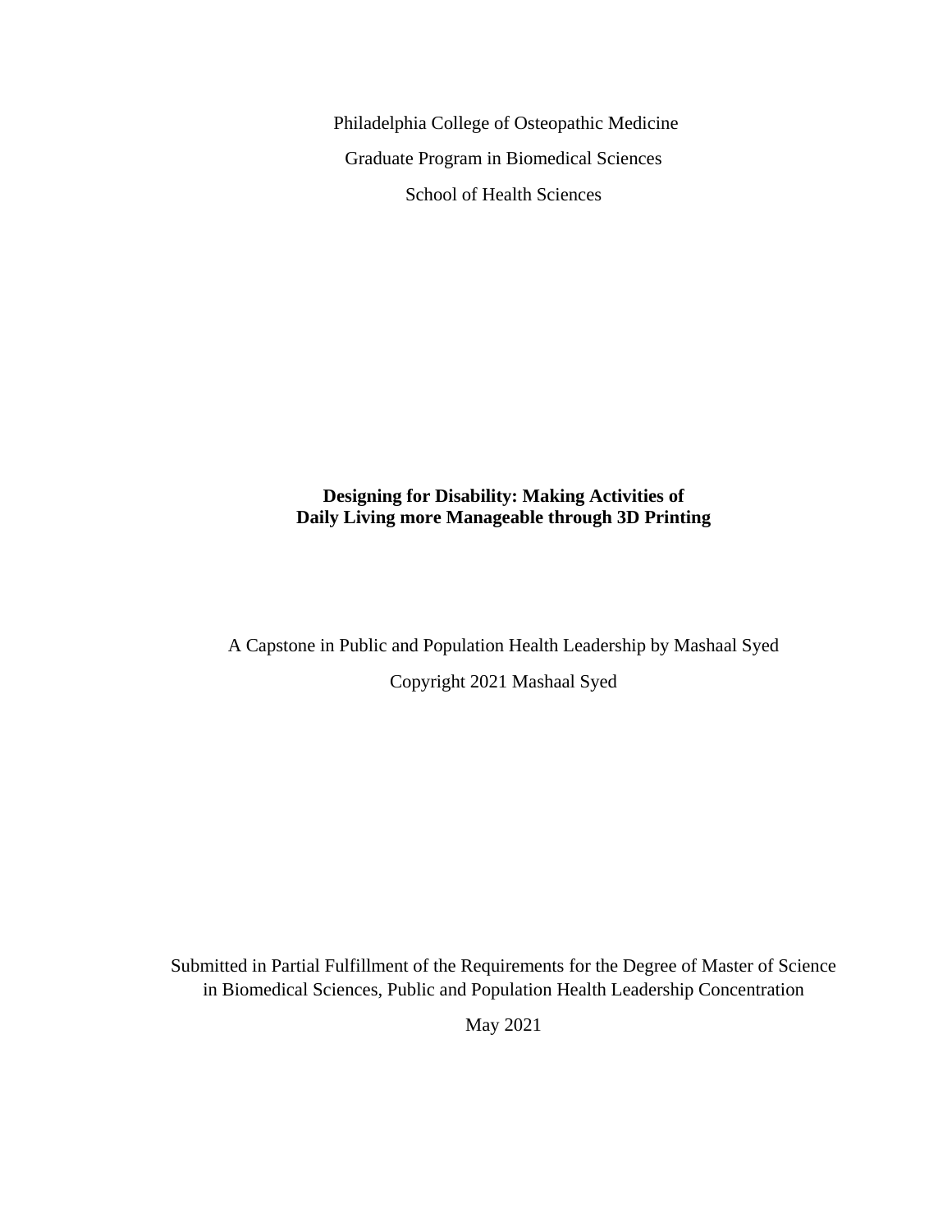Philadelphia College of Osteopathic Medicine

Graduate Program in Biomedical Sciences

School of Health Sciences

**Designing for Disability: Making Activities of Daily Living more Manageable through 3D Printing**

A Capstone in Public and Population Health Leadership by Mashaal Syed

Copyright 2021 Mashaal Syed

Submitted in Partial Fulfillment of the Requirements for the Degree of Master of Science in Biomedical Sciences, Public and Population Health Leadership Concentration

May 2021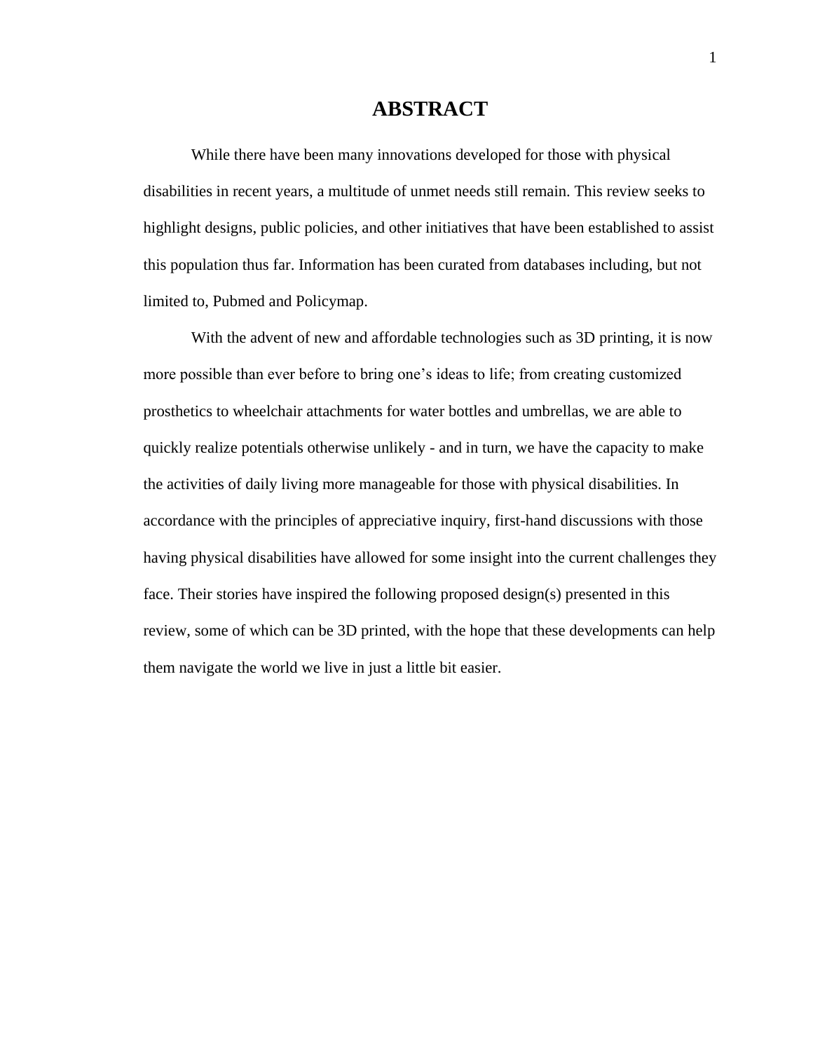# ABSTRACT

While there have been many innovations developed for those with physical disabilities in recent years, a multitude of unmet needs still remain. This review seeks to highlight designs, public policies, and other initiatives that have been established to assist this population thus far. Information has been curated from databases including, but not limited to, Pubmed and Policymap.

With the advent of new and affordable technologies such as 3D printing, it is now more possible than ever before to bring one's ideas to life; from creating customized prosthetics to wheelchair attachments for water bottles and umbrellas, we are able to quickly realize potentials otherwise unlikely - and in turn, we have the capacity to make the activities of daily living more manageable for those with physical disabilities. In accordance with the principles of appreciative inquiry, first-hand discussions with those having physical disabilities have allowed for some insight into the current challenges they face. Their stories have inspired the following proposed design(s) presented in this review, some of which can be 3D printed, with the hope that these developments can help them navigate the world we live in just a little bit easier.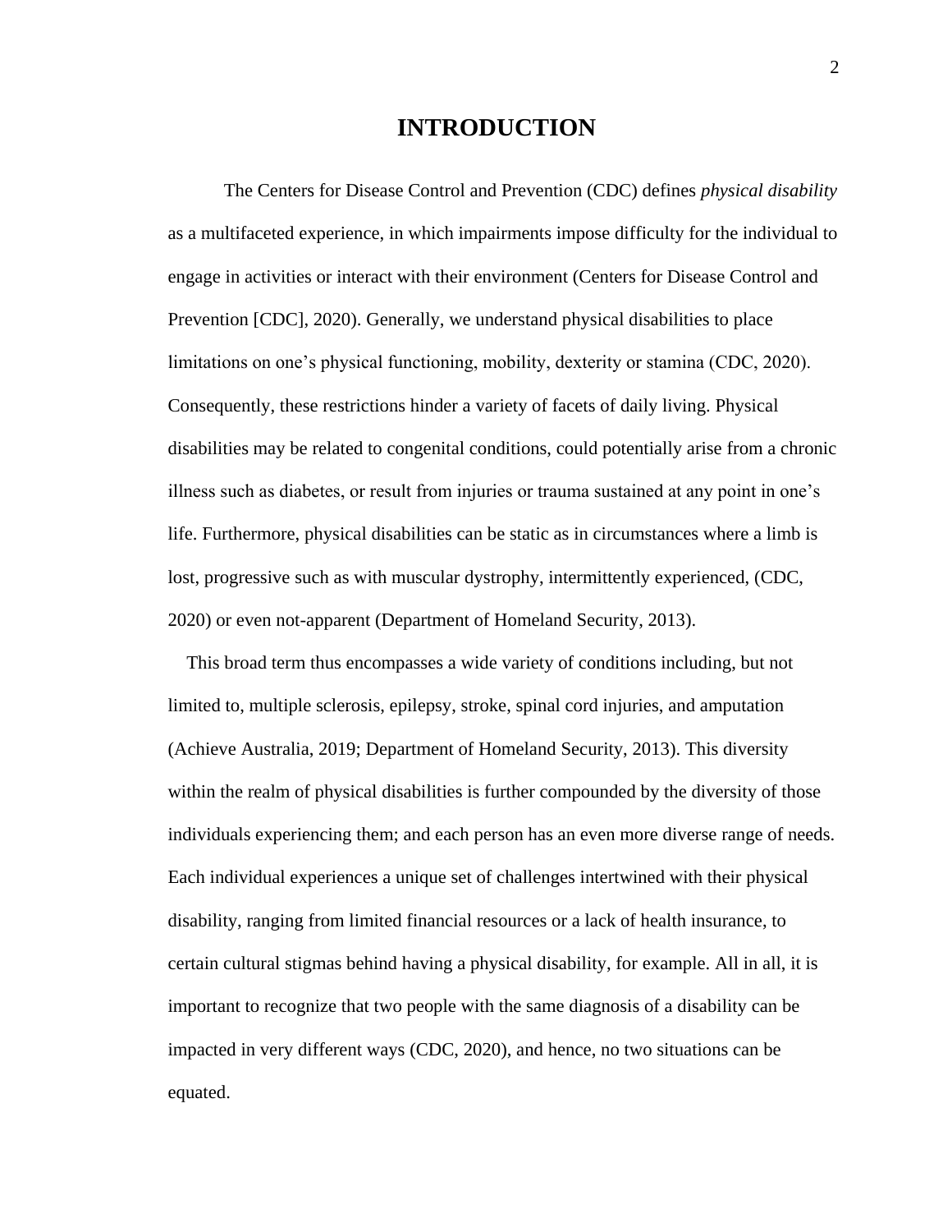# INTRODUCTION

The Centers for Disease Control and Prevention (CDC) defines *physical disability* as a multifaceted experience, in which impairments impose difficulty for the individual to engage in activities or interact with their environment (Centers for Disease Control and Prevention [CDC], 2020). Generally, we understand physical disabilities to place limitations on one's physical functioning, mobility, dexterity or stamina (CDC, 2020). Consequently, these restrictions hinder a variety of facets of daily living. Physical disabilities may be related to congenital conditions, could potentially arise from a chronic illness such as diabetes, or result from injuries or trauma sustained at any point in one's life. Furthermore, physical disabilities can be static as in circumstances where a limb is lost, progressive such as with muscular dystrophy, intermittently experienced, (CDC, 2020) or even not-apparent (Department of Homeland Security, 2013).

This broad term thus encompasses a wide variety of conditions including, but not limited to, multiple sclerosis, epilepsy, stroke, spinal cord injuries, and amputation (Achieve Australia, 2019; Department of Homeland Security, 2013). This diversity within the realm of physical disabilities is further compounded by the diversity of those individuals experiencing them; and each person has an even more diverse range of needs. Each individual experiences a unique set of challenges intertwined with their physical disability, ranging from limited financial resources or a lack of health insurance, to certain cultural stigmas behind having a physical disability, for example. All in all, it is important to recognize that two people with the same diagnosis of a disability can be impacted in very different ways (CDC, 2020), and hence, no two situations can be equated.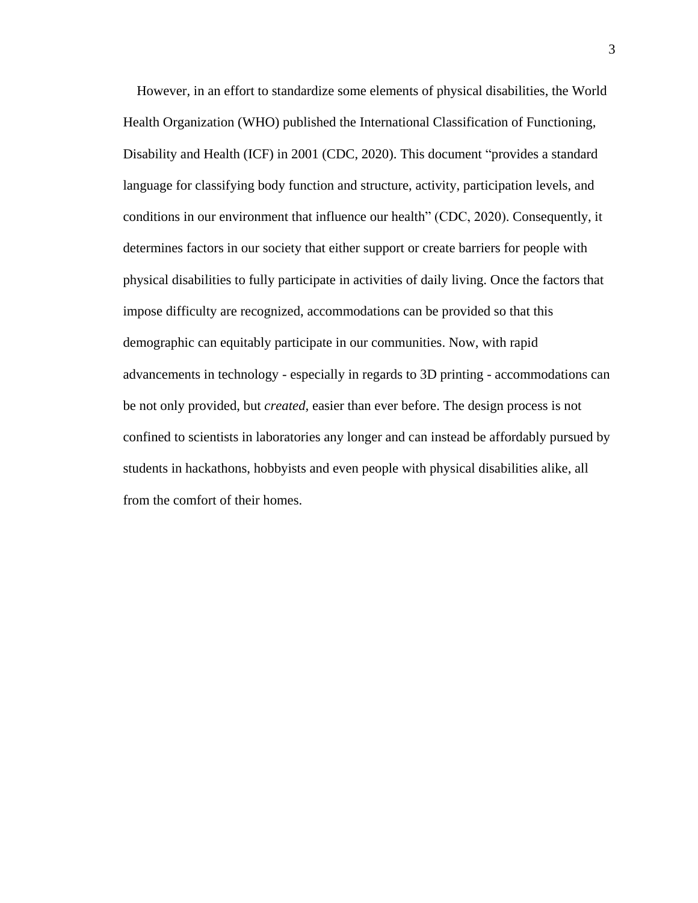However, in an effort to standardize some elements of physical disabilities, the World Health Organization (WHO) published the International Classification of Functioning, Disability and Health (ICF) in 2001 (CDC, 2020). This document "provides a standard language for classifying body function and structure, activity, participation levels, and conditions in our environment that influence our health" (CDC, 2020). Consequently, it determines factors in our society that either support or create barriers for people with physical disabilities to fully participate in activities of daily living. Once the factors that impose difficulty are recognized, accommodations can be provided so that this demographic can equitably participate in our communities. Now, with rapid advancements in technology - especially in regards to 3D printing - accommodations can be not only provided, but *created*, easier than ever before. The design process is not confined to scientists in laboratories any longer and can instead be affordably pursued by students in hackathons, hobbyists and even people with physical disabilities alike, all from the comfort of their homes.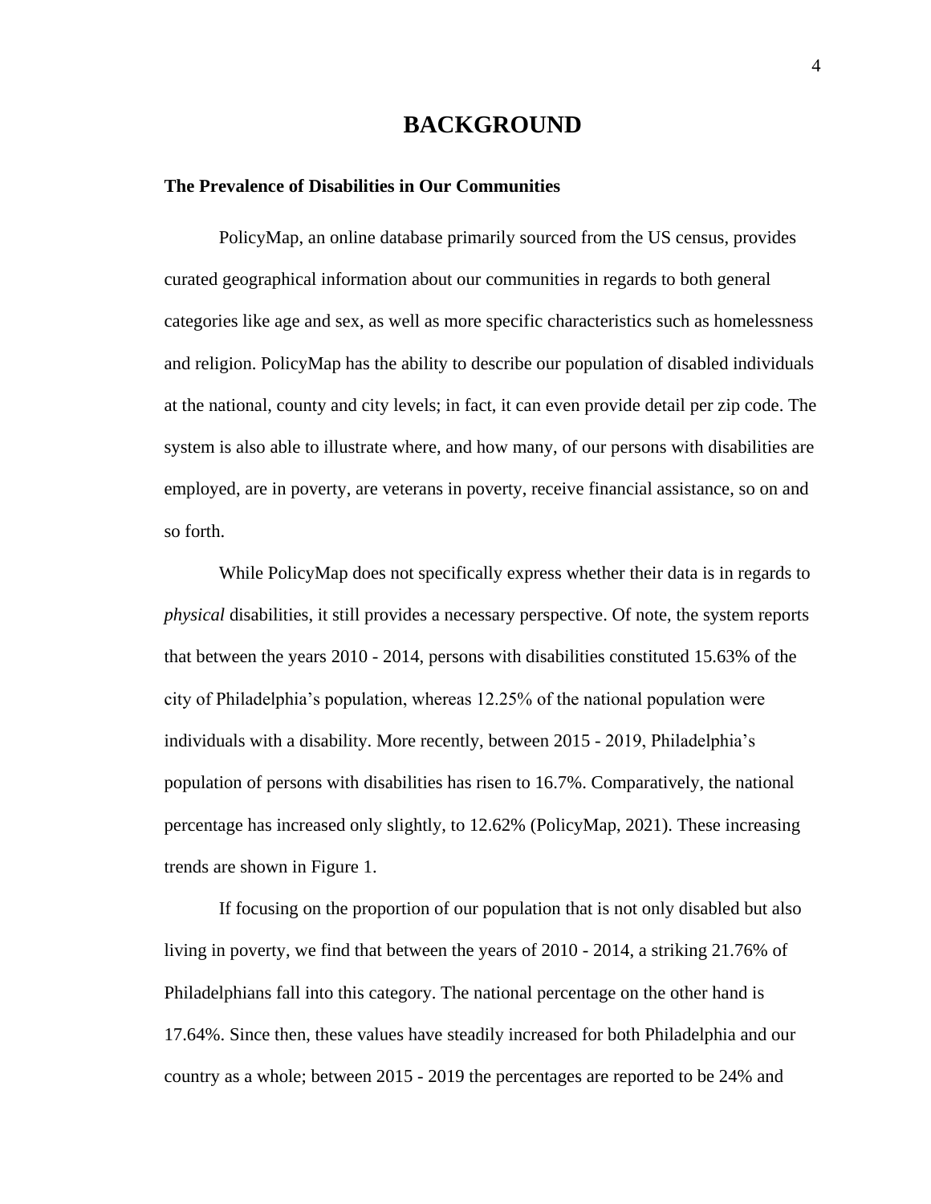# BACKGROUND

**The Prevalence of Disabilities in Our Communities**

PolicyMap, an online database primarily sourced from the US census, provides curated geographical information about our communities in regards to both general categories like age and sex, as well as more specific characteristics such as homelessness and religion. PolicyMap has the ability to describe our population of disabled individuals at the national, county and city levels; in fact, it can even provide detail per zip code. The system is also able to illustrate where, and how many, of our persons with disabilities are employed, are in poverty, are veterans in poverty, receive financial assistance, so on and so forth.

While PolicyMap does not specifically express whether their data is in regards to *physical* disabilities, it still provides a necessary perspective. Of note, the system reports that between the years 2010 - 2014, persons with disabilities constituted 15.63% of the city of Philadelphia's population, whereas 12.25% of the national population were individuals with a disability. More recently, between 2015 - 2019, Philadelphia's population of persons with disabilities has risen to 16.7%. Comparatively, the national percentage has increased only slightly, to 12.62% (PolicyMap, 2021). These increasing trends are shown in Figure 1.

If focusing on the proportion of our population that is not only disabled but also living in poverty, we find that between the years of 2010 - 2014, a striking 21.76% of Philadelphians fall into this category. The national percentage on the other hand is 17.64%. Since then, these values have steadily increased for both Philadelphia and our country as a whole; between 2015 - 2019 the percentages are reported to be 24% and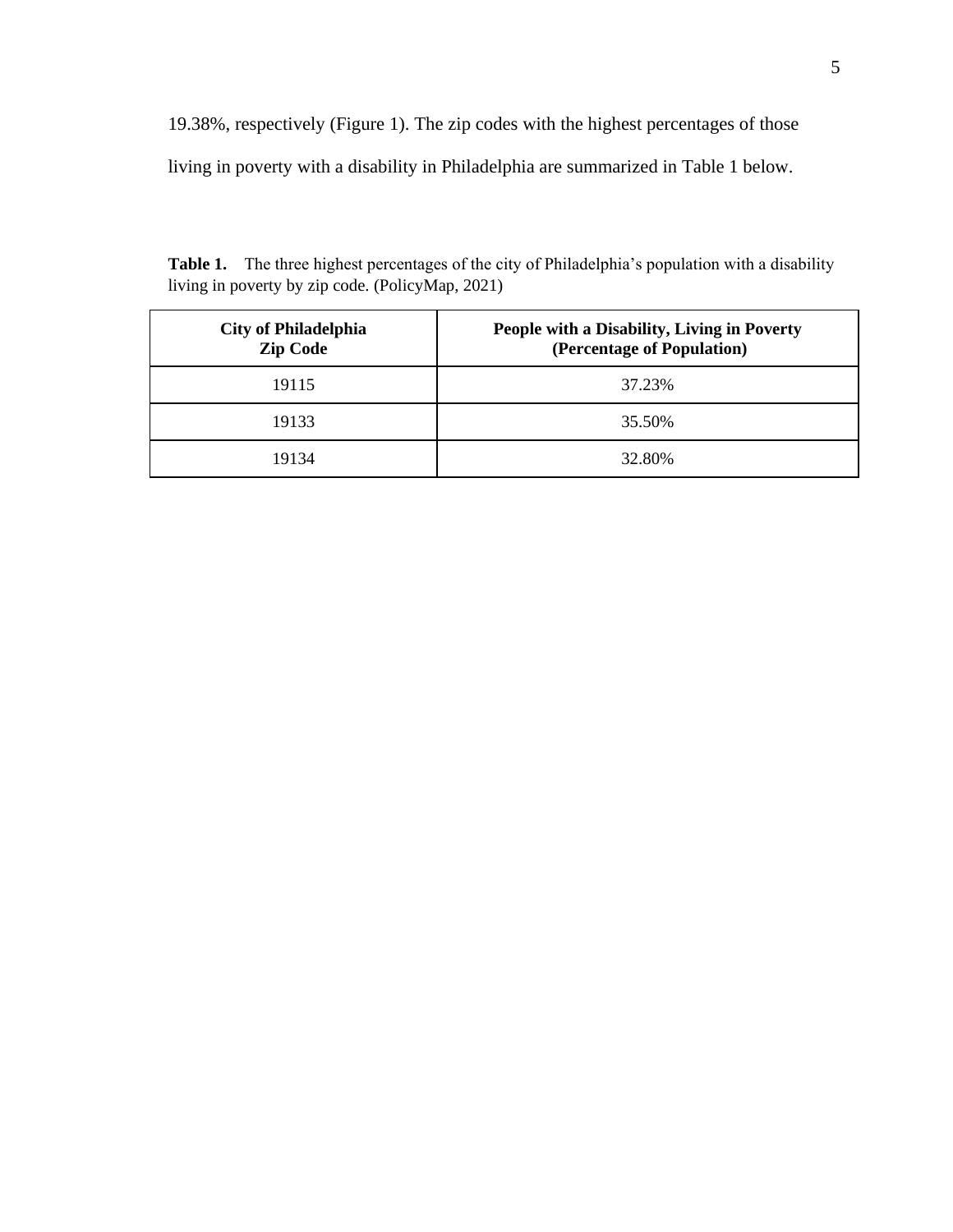19.38%, respectively (Figure 1). The zip codes with the highest percentages of those living in poverty with a disability in Philadelphia are summarized in Table 1 below.

**Table 1.** The three highest percentages of the city of Philadelphia's population with a disability living in poverty by zip code. (PolicyMap, 2021)

| City of Philadelphia Zip Code | People with a Disability, Living in Poverty (Percentage of Population) |
|---|---|
| 19115 | 37.23% |
| 19133 | 35.50% |
| 19134 | 32.80% |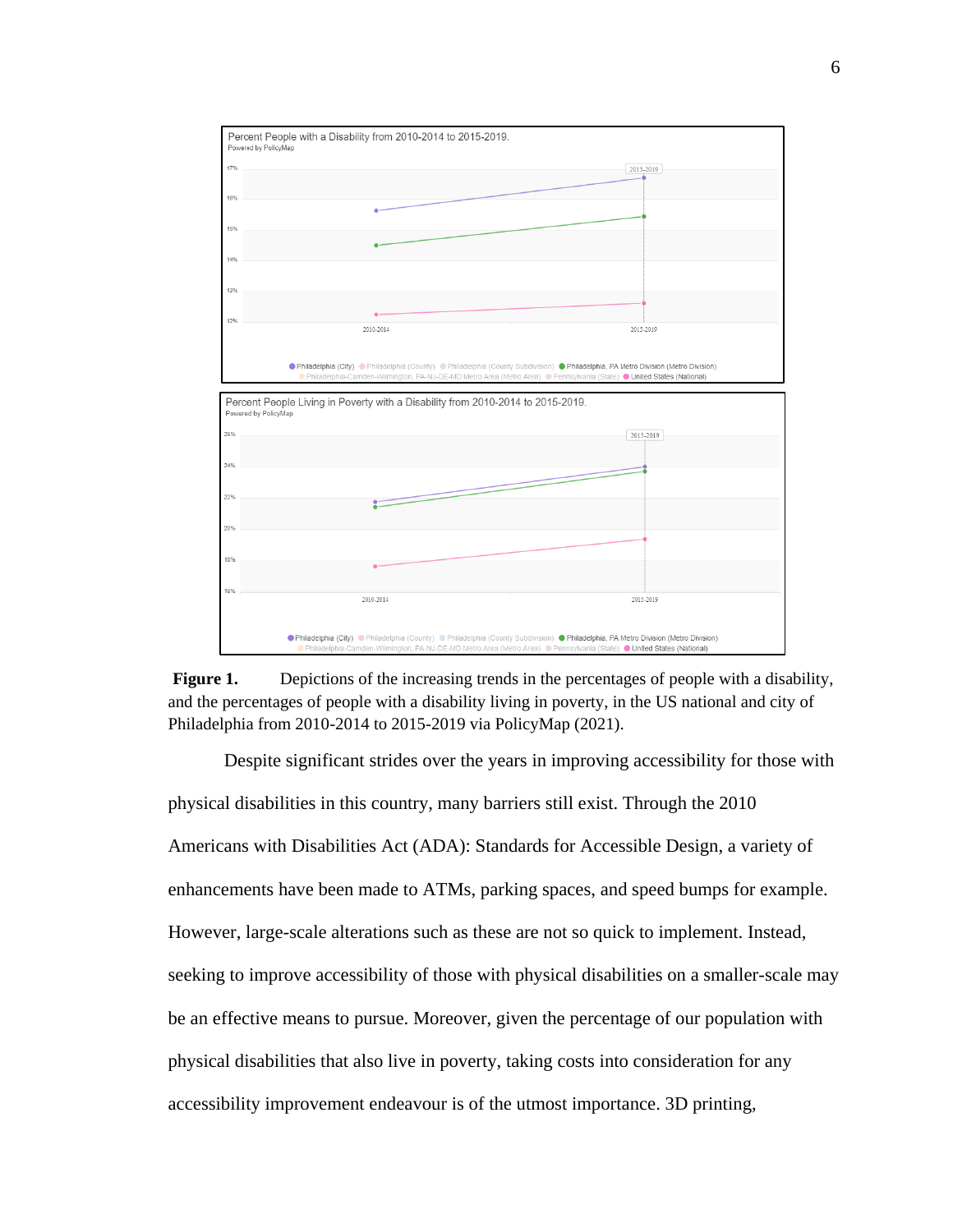Percent People with a Disability from 2010-2014 to 2015-2019.
Powered by PolicyMap

17%
16%
15%
14%
13%
12%

2010-2014
2015-2019

Philadelphia (City) Philadelphia (County) Philadelphia (County Subdivision) Philadelphia, PA Metro Division (Metro Division)
Philadelphia-Camden-Wilmington, PA-NJ-DE-MD Metro Area (Metro Area) Pennsylvania (State) United States (National)

Percent People Living in Poverty with a Disability from 2010-2014 to 2015-2019.
Powered by PolicyMap

26%
24%
22%
20%
18%
16%

2010-2014
2015-2019

Philadelphia (City) Philadelphia (County) Philadelphia (County Subdivision) Philadelphia, PA Metro Division (Metro Division)
Philadelphia-Camden-Wilmington, PA-NJ-DE-MD Metro Area (Metro Area) Pennsylvania (State) United States (National)

**Figure 1.** Depictions of the increasing trends in the percentages of people with a disability, and the percentages of people with a disability living in poverty, in the US national and city of Philadelphia from 2010-2014 to 2015-2019 via PolicyMap (2021).

Despite significant strides over the years in improving accessibility for those with physical disabilities in this country, many barriers still exist. Through the 2010 Americans with Disabilities Act (ADA): Standards for Accessible Design, a variety of enhancements have been made to ATMs, parking spaces, and speed bumps for example. However, large-scale alterations such as these are not so quick to implement. Instead, seeking to improve accessibility of those with physical disabilities on a smaller-scale may be an effective means to pursue. Moreover, given the percentage of our population with physical disabilities that also live in poverty, taking costs into consideration for any accessibility improvement endeavour is of the utmost importance. 3D printing,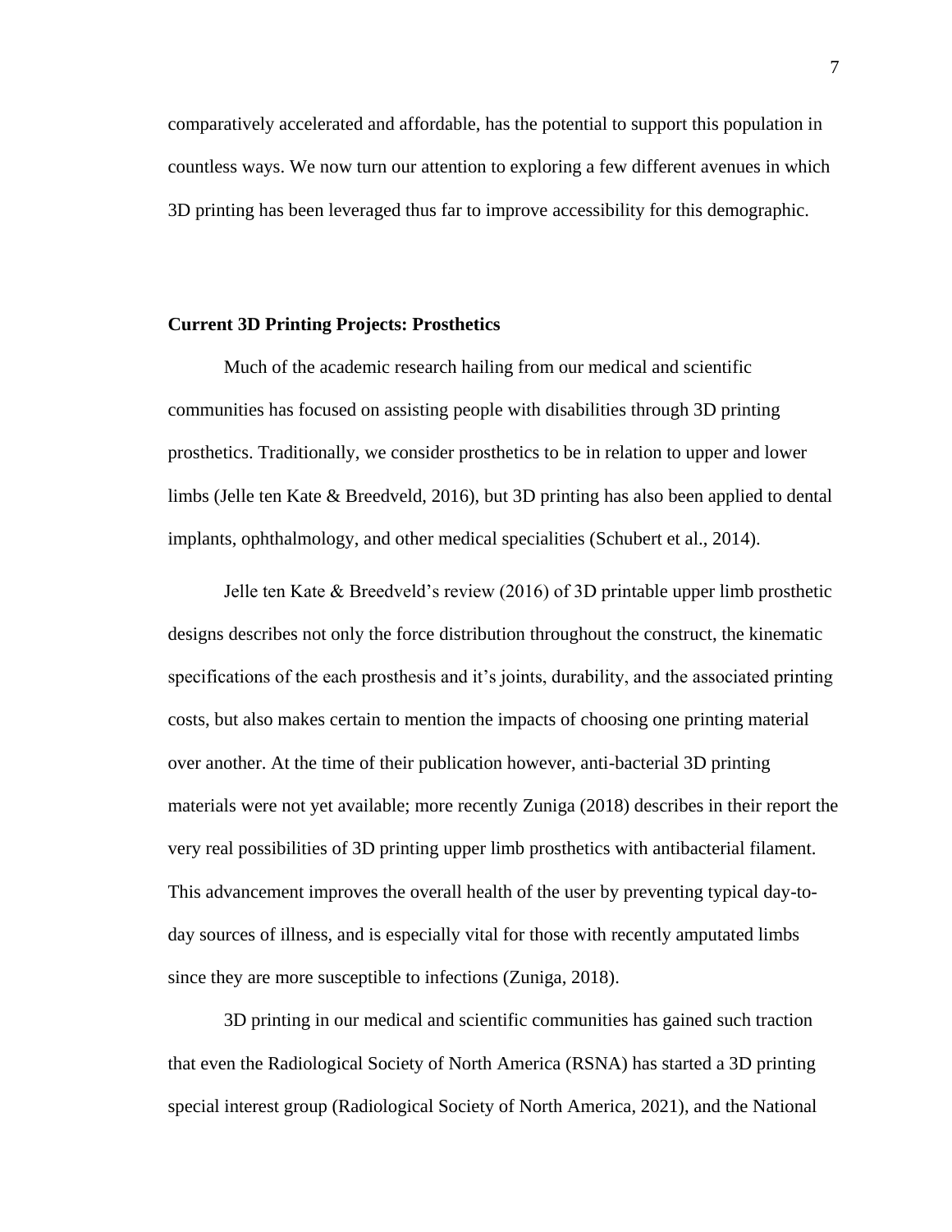comparatively accelerated and affordable, has the potential to support this population in countless ways. We now turn our attention to exploring a few different avenues in which 3D printing has been leveraged thus far to improve accessibility for this demographic.

**Current 3D Printing Projects: Prosthetics**

Much of the academic research hailing from our medical and scientific communities has focused on assisting people with disabilities through 3D printing prosthetics. Traditionally, we consider prosthetics to be in relation to upper and lower limbs (Jelle ten Kate & Breedveld, 2016), but 3D printing has also been applied to dental implants, ophthalmology, and other medical specialities (Schubert et al., 2014).

Jelle ten Kate & Breedveld's review (2016) of 3D printable upper limb prosthetic designs describes not only the force distribution throughout the construct, the kinematic specifications of the each prosthesis and it's joints, durability, and the associated printing costs, but also makes certain to mention the impacts of choosing one printing material over another. At the time of their publication however, anti-bacterial 3D printing materials were not yet available; more recently Zuniga (2018) describes in their report the very real possibilities of 3D printing upper limb prosthetics with antibacterial filament. This advancement improves the overall health of the user by preventing typical day-to-day sources of illness, and is especially vital for those with recently amputated limbs since they are more susceptible to infections (Zuniga, 2018).

3D printing in our medical and scientific communities has gained such traction that even the Radiological Society of North America (RSNA) has started a 3D printing special interest group (Radiological Society of North America, 2021), and the National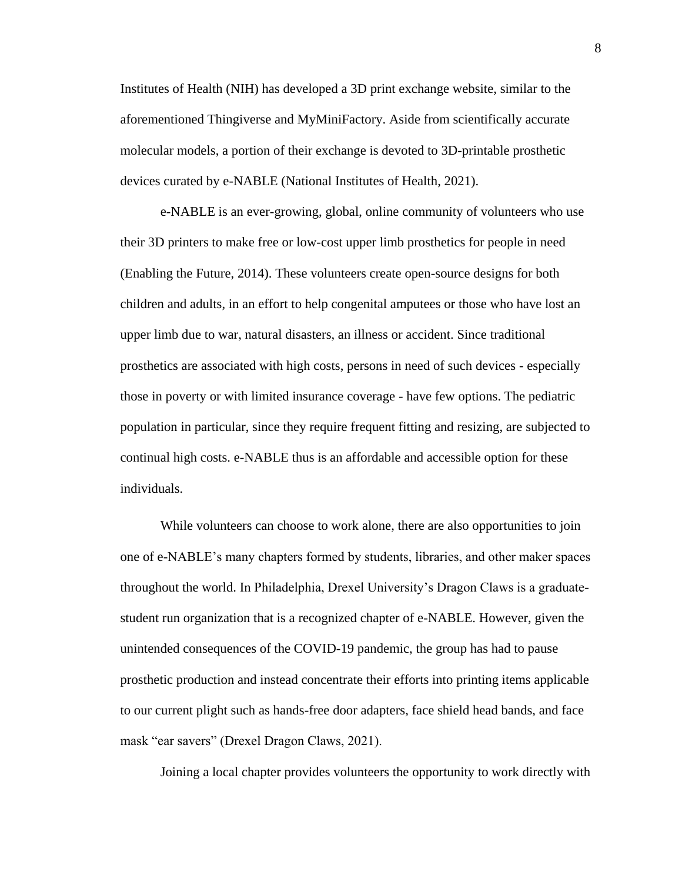Institutes of Health (NIH) has developed a 3D print exchange website, similar to the aforementioned Thingiverse and MyMiniFactory. Aside from scientifically accurate molecular models, a portion of their exchange is devoted to 3D-printable prosthetic devices curated by e-NABLE (National Institutes of Health, 2021).

e-NABLE is an ever-growing, global, online community of volunteers who use their 3D printers to make free or low-cost upper limb prosthetics for people in need (Enabling the Future, 2014). These volunteers create open-source designs for both children and adults, in an effort to help congenital amputees or those who have lost an upper limb due to war, natural disasters, an illness or accident. Since traditional prosthetics are associated with high costs, persons in need of such devices - especially those in poverty or with limited insurance coverage - have few options. The pediatric population in particular, since they require frequent fitting and resizing, are subjected to continual high costs. e-NABLE thus is an affordable and accessible option for these individuals.

While volunteers can choose to work alone, there are also opportunities to join one of e-NABLE's many chapters formed by students, libraries, and other maker spaces throughout the world. In Philadelphia, Drexel University's Dragon Claws is a graduate-student run organization that is a recognized chapter of e-NABLE. However, given the unintended consequences of the COVID-19 pandemic, the group has had to pause prosthetic production and instead concentrate their efforts into printing items applicable to our current plight such as hands-free door adapters, face shield head bands, and face mask "ear savers" (Drexel Dragon Claws, 2021).

Joining a local chapter provides volunteers the opportunity to work directly with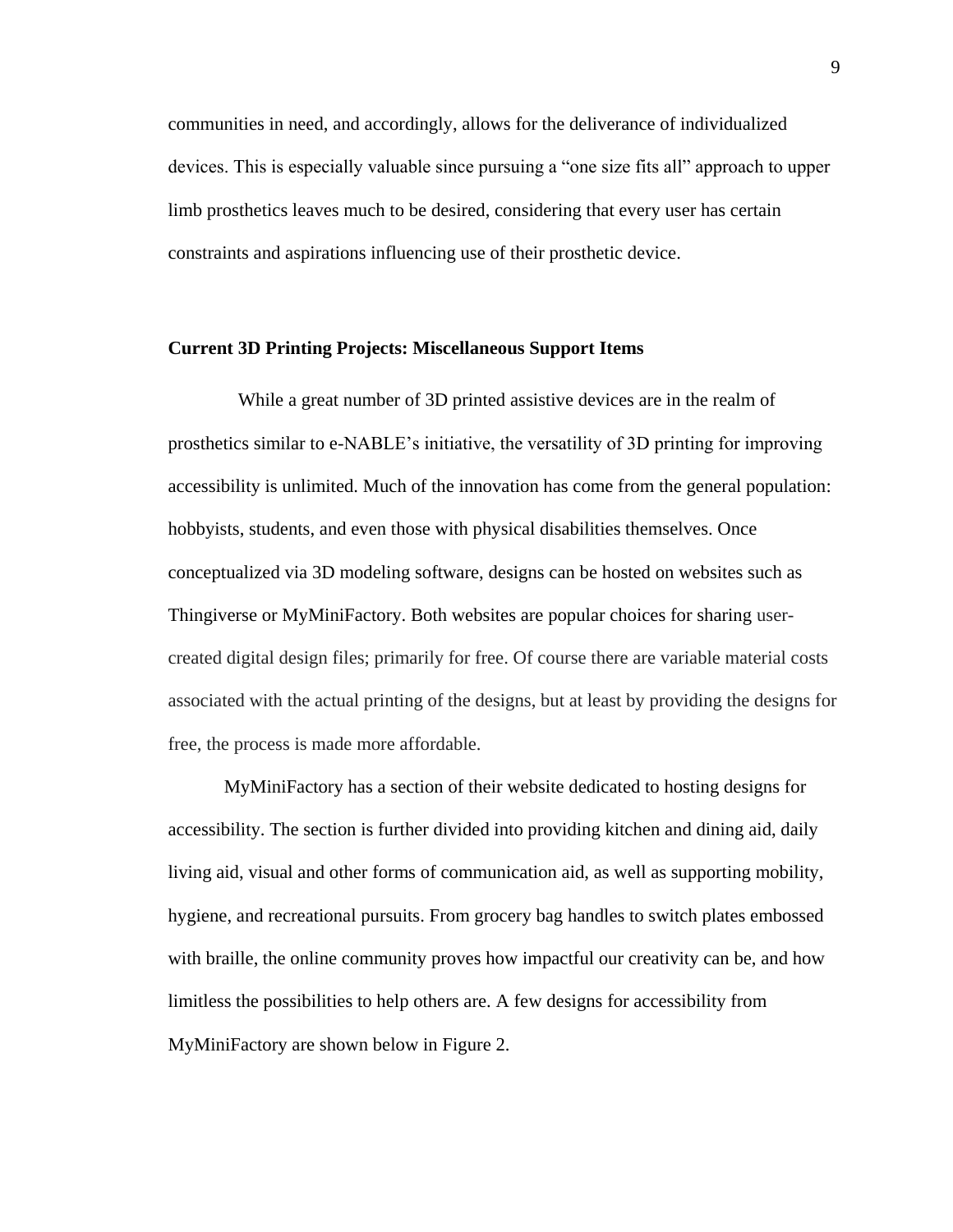communities in need, and accordingly, allows for the deliverance of individualized devices. This is especially valuable since pursuing a "one size fits all" approach to upper limb prosthetics leaves much to be desired, considering that every user has certain constraints and aspirations influencing use of their prosthetic device.

**Current 3D Printing Projects: Miscellaneous Support Items**

While a great number of 3D printed assistive devices are in the realm of prosthetics similar to e-NABLE's initiative, the versatility of 3D printing for improving accessibility is unlimited. Much of the innovation has come from the general population: hobbyists, students, and even those with physical disabilities themselves. Once conceptualized via 3D modeling software, designs can be hosted on websites such as Thingiverse or MyMiniFactory. Both websites are popular choices for sharing user-created digital design files; primarily for free. Of course there are variable material costs associated with the actual printing of the designs, but at least by providing the designs for free, the process is made more affordable.

MyMiniFactory has a section of their website dedicated to hosting designs for accessibility. The section is further divided into providing kitchen and dining aid, daily living aid, visual and other forms of communication aid, as well as supporting mobility, hygiene, and recreational pursuits. From grocery bag handles to switch plates embossed with braille, the online community proves how impactful our creativity can be, and how limitless the possibilities to help others are. A few designs for accessibility from MyMiniFactory are shown below in Figure 2.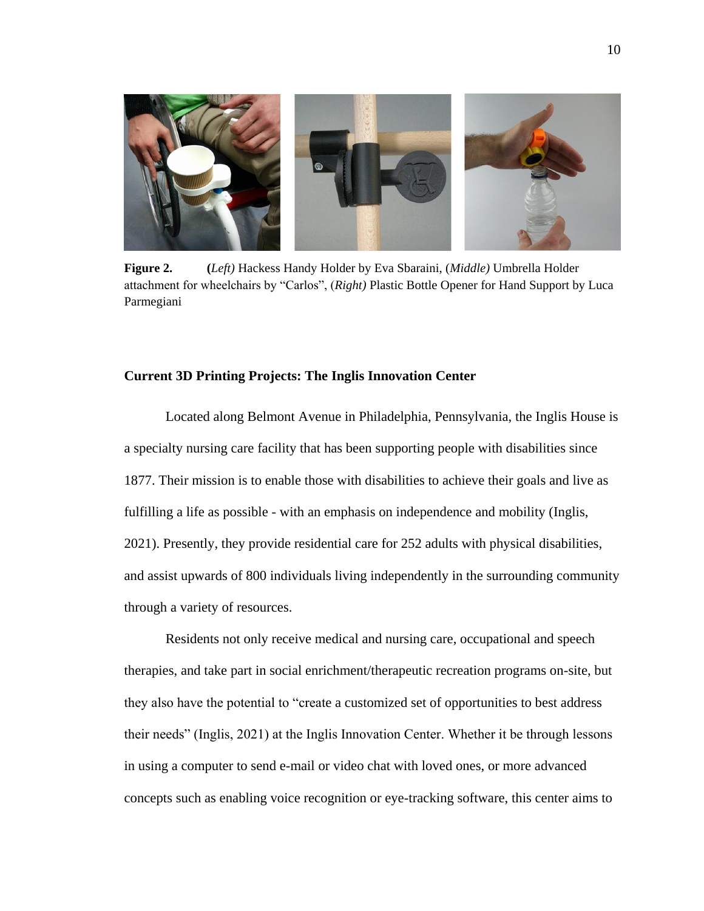**Figure 2.** (*Left)* Hackess Handy Holder by Eva Sbaraini, (*Middle)* Umbrella Holder attachment for wheelchairs by "Carlos", (*Right)* Plastic Bottle Opener for Hand Support by Luca Parmegiani

**Current 3D Printing Projects: The Inglis Innovation Center**

Located along Belmont Avenue in Philadelphia, Pennsylvania, the Inglis House is a specialty nursing care facility that has been supporting people with disabilities since 1877. Their mission is to enable those with disabilities to achieve their goals and live as fulfilling a life as possible - with an emphasis on independence and mobility (Inglis, 2021). Presently, they provide residential care for 252 adults with physical disabilities, and assist upwards of 800 individuals living independently in the surrounding community through a variety of resources.

Residents not only receive medical and nursing care, occupational and speech therapies, and take part in social enrichment/therapeutic recreation programs on-site, but they also have the potential to "create a customized set of opportunities to best address their needs" (Inglis, 2021) at the Inglis Innovation Center. Whether it be through lessons in using a computer to send e-mail or video chat with loved ones, or more advanced concepts such as enabling voice recognition or eye-tracking software, this center aims to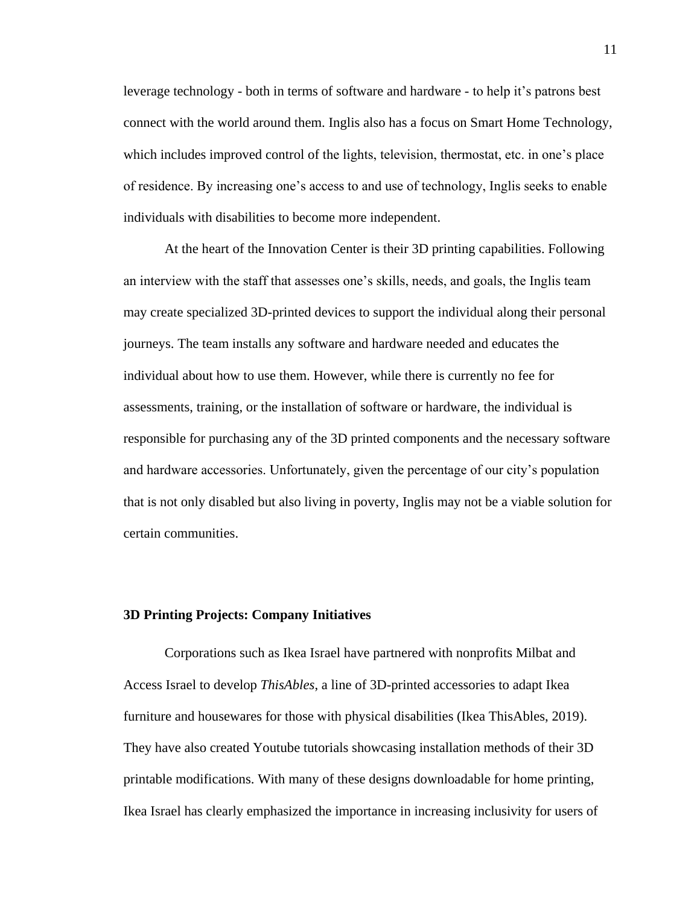leverage technology - both in terms of software and hardware - to help it's patrons best connect with the world around them. Inglis also has a focus on Smart Home Technology, which includes improved control of the lights, television, thermostat, etc. in one's place of residence. By increasing one's access to and use of technology, Inglis seeks to enable individuals with disabilities to become more independent.

At the heart of the Innovation Center is their 3D printing capabilities. Following an interview with the staff that assesses one's skills, needs, and goals, the Inglis team may create specialized 3D-printed devices to support the individual along their personal journeys. The team installs any software and hardware needed and educates the individual about how to use them. However, while there is currently no fee for assessments, training, or the installation of software or hardware, the individual is responsible for purchasing any of the 3D printed components and the necessary software and hardware accessories. Unfortunately, given the percentage of our city's population that is not only disabled but also living in poverty, Inglis may not be a viable solution for certain communities.

**3D Printing Projects: Company Initiatives**

Corporations such as Ikea Israel have partnered with nonprofits Milbat and Access Israel to develop *ThisAbles*, a line of 3D-printed accessories to adapt Ikea furniture and housewares for those with physical disabilities (Ikea ThisAbles, 2019). They have also created Youtube tutorials showcasing installation methods of their 3D printable modifications. With many of these designs downloadable for home printing, Ikea Israel has clearly emphasized the importance in increasing inclusivity for users of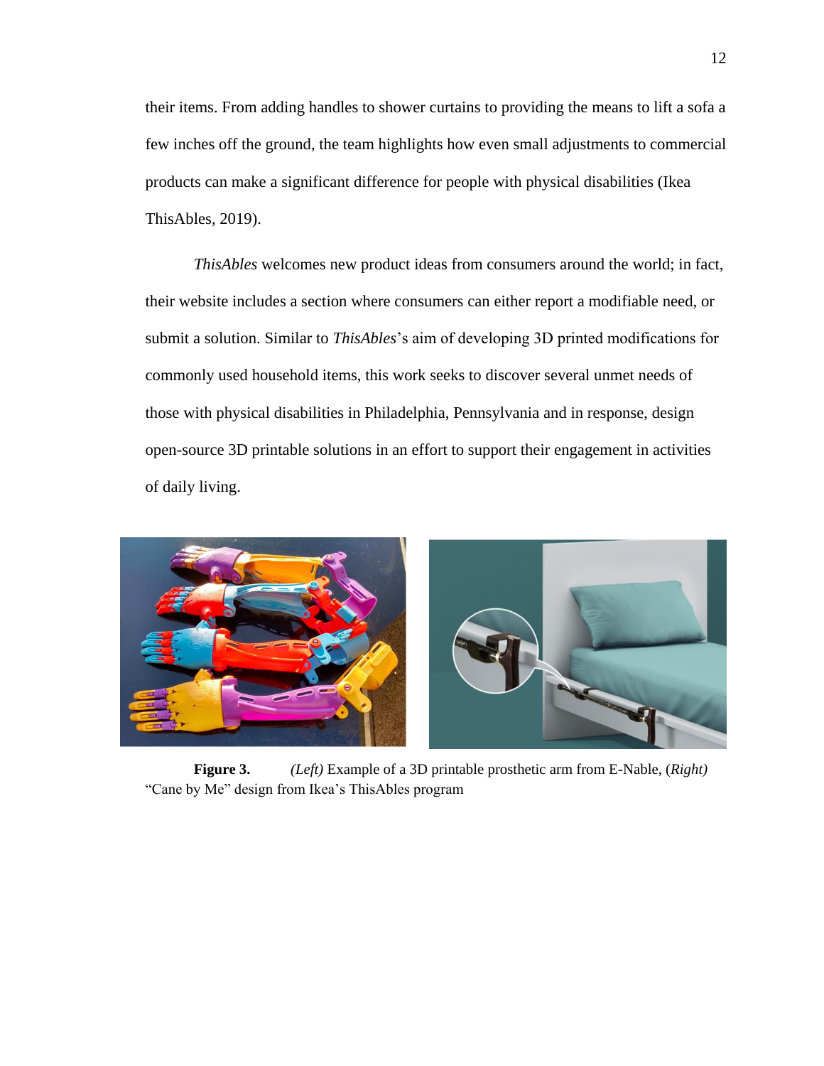their items. From adding handles to shower curtains to providing the means to lift a sofa a few inches off the ground, the team highlights how even small adjustments to commercial products can make a significant difference for people with physical disabilities (Ikea ThisAbles, 2019).

*ThisAbles* welcomes new product ideas from consumers around the world; in fact, their website includes a section where consumers can either report a modifiable need, or submit a solution. Similar to *ThisAbles*'s aim of developing 3D printed modifications for commonly used household items, this work seeks to discover several unmet needs of those with physical disabilities in Philadelphia, Pennsylvania and in response, design open-source 3D printable solutions in an effort to support their engagement in activities of daily living.

**Figure 3.** *(Left)* Example of a 3D printable prosthetic arm from E-Nable, (*Right)* "Cane by Me" design from Ikea's ThisAbles program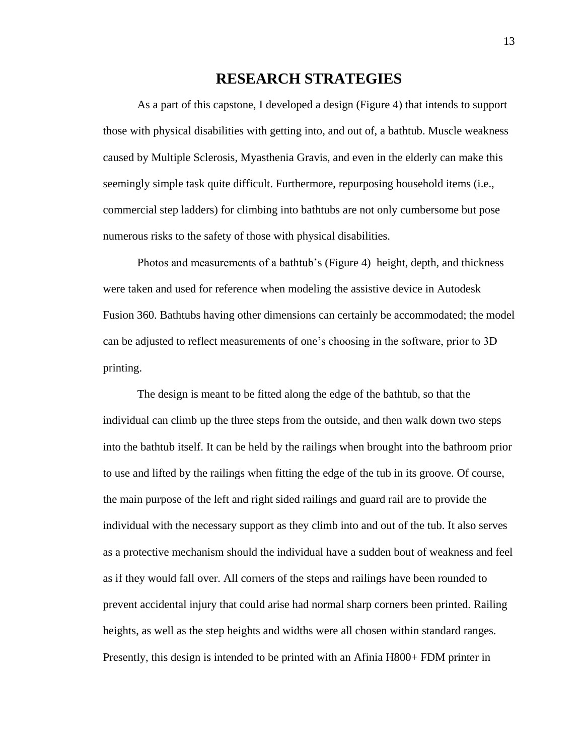# RESEARCH STRATEGIES

As a part of this capstone, I developed a design (Figure 4) that intends to support those with physical disabilities with getting into, and out of, a bathtub. Muscle weakness caused by Multiple Sclerosis, Myasthenia Gravis, and even in the elderly can make this seemingly simple task quite difficult. Furthermore, repurposing household items (i.e., commercial step ladders) for climbing into bathtubs are not only cumbersome but pose numerous risks to the safety of those with physical disabilities.

Photos and measurements of a bathtub's (Figure 4) height, depth, and thickness were taken and used for reference when modeling the assistive device in Autodesk Fusion 360. Bathtubs having other dimensions can certainly be accommodated; the model can be adjusted to reflect measurements of one's choosing in the software, prior to 3D printing.

The design is meant to be fitted along the edge of the bathtub, so that the individual can climb up the three steps from the outside, and then walk down two steps into the bathtub itself. It can be held by the railings when brought into the bathroom prior to use and lifted by the railings when fitting the edge of the tub in its groove. Of course, the main purpose of the left and right sided railings and guard rail are to provide the individual with the necessary support as they climb into and out of the tub. It also serves as a protective mechanism should the individual have a sudden bout of weakness and feel as if they would fall over. All corners of the steps and railings have been rounded to prevent accidental injury that could arise had normal sharp corners been printed. Railing heights, as well as the step heights and widths were all chosen within standard ranges. Presently, this design is intended to be printed with an Afinia H800+ FDM printer in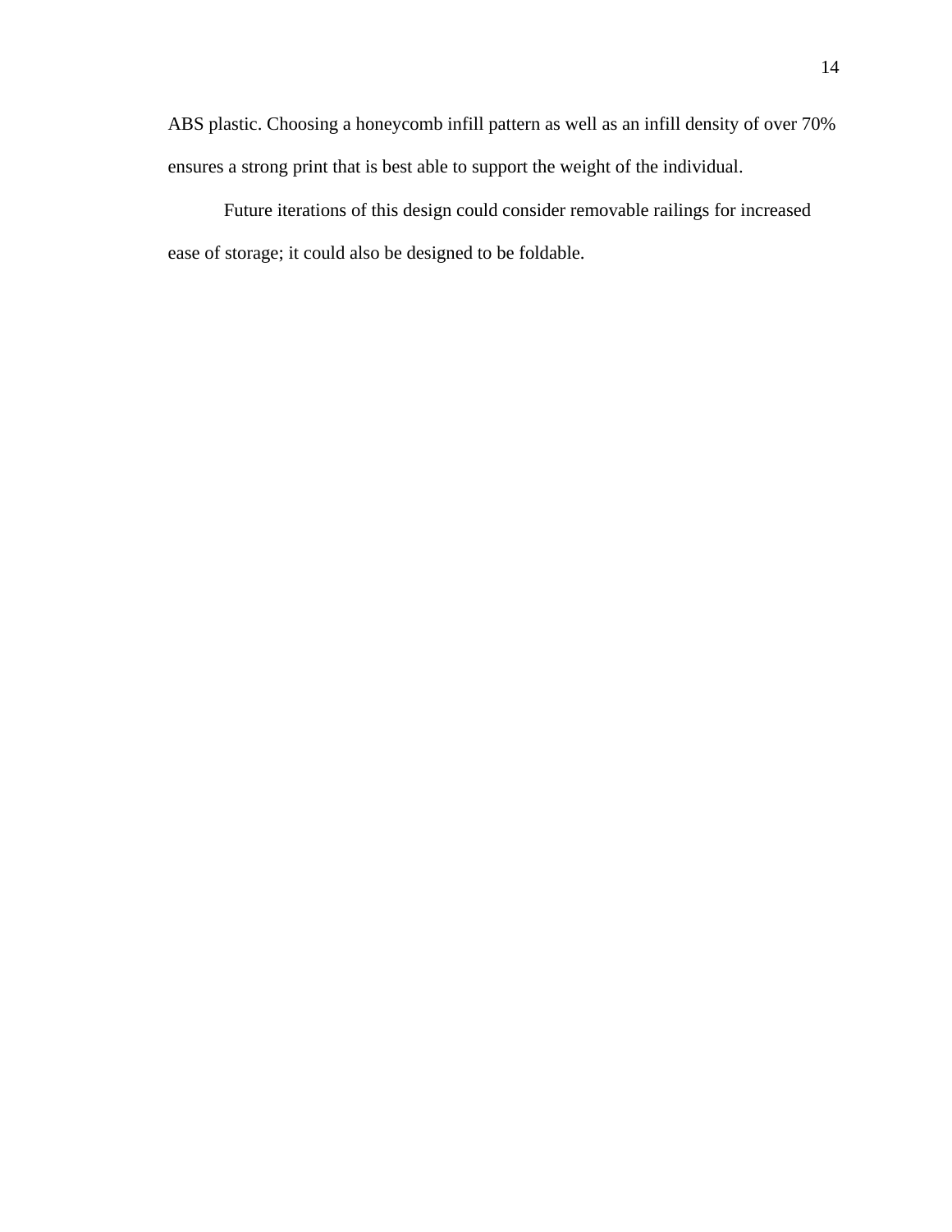ABS plastic. Choosing a honeycomb infill pattern as well as an infill density of over 70% ensures a strong print that is best able to support the weight of the individual.

Future iterations of this design could consider removable railings for increased ease of storage; it could also be designed to be foldable.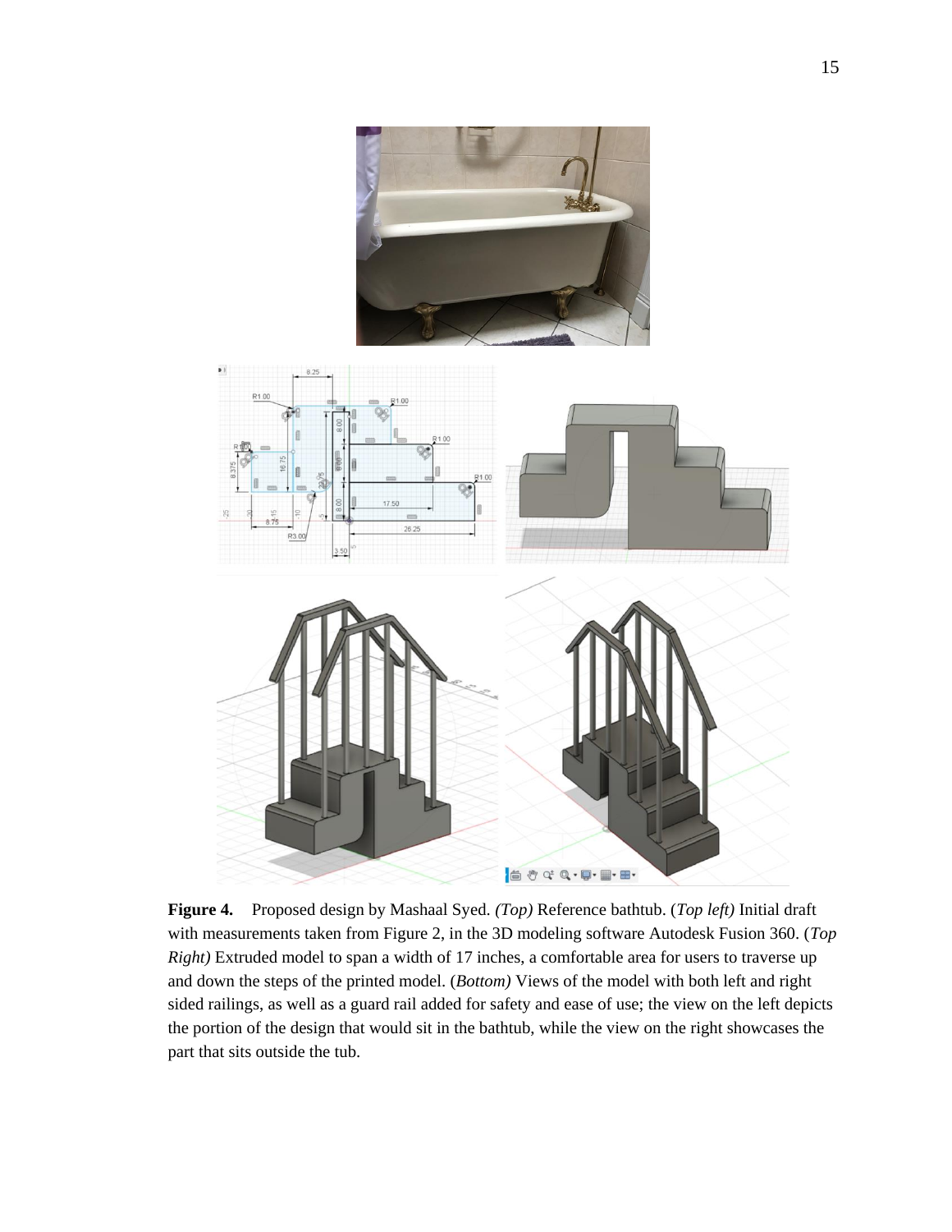**Figure 4.** Proposed design by Mashaal Syed. *(Top)* Reference bathtub. (*Top left)* Initial draft with measurements taken from Figure 2, in the 3D modeling software Autodesk Fusion 360. (*Top Right)* Extruded model to span a width of 17 inches, a comfortable area for users to traverse up and down the steps of the printed model. (*Bottom)* Views of the model with both left and right sided railings, as well as a guard rail added for safety and ease of use; the view on the left depicts the portion of the design that would sit in the bathtub, while the view on the right showcases the part that sits outside the tub.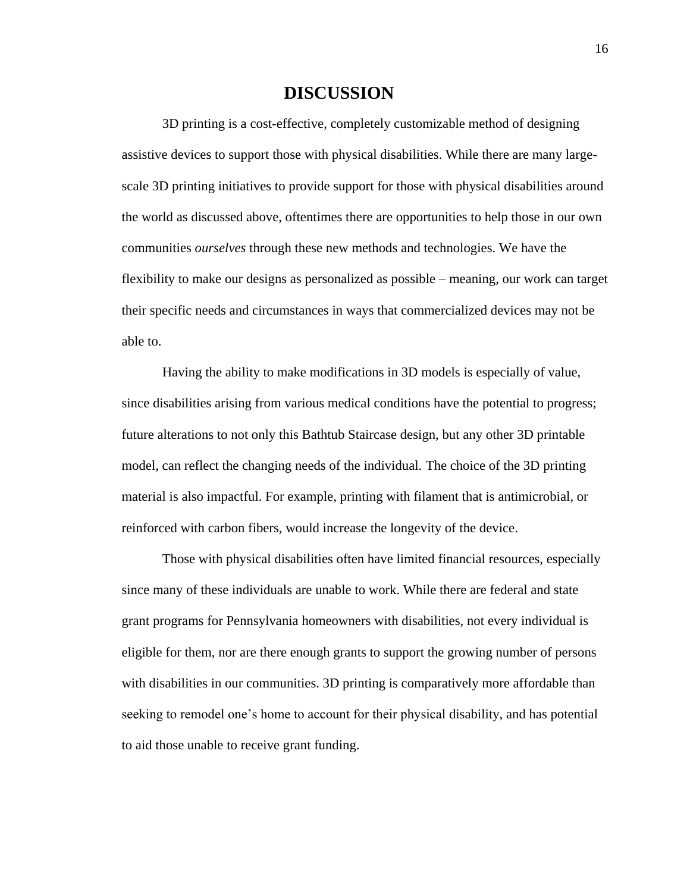# DISCUSSION

3D printing is a cost-effective, completely customizable method of designing assistive devices to support those with physical disabilities. While there are many large-scale 3D printing initiatives to provide support for those with physical disabilities around the world as discussed above, oftentimes there are opportunities to help those in our own communities *ourselves* through these new methods and technologies. We have the flexibility to make our designs as personalized as possible – meaning, our work can target their specific needs and circumstances in ways that commercialized devices may not be able to.

Having the ability to make modifications in 3D models is especially of value, since disabilities arising from various medical conditions have the potential to progress; future alterations to not only this Bathtub Staircase design, but any other 3D printable model, can reflect the changing needs of the individual. The choice of the 3D printing material is also impactful. For example, printing with filament that is antimicrobial, or reinforced with carbon fibers, would increase the longevity of the device.

Those with physical disabilities often have limited financial resources, especially since many of these individuals are unable to work. While there are federal and state grant programs for Pennsylvania homeowners with disabilities, not every individual is eligible for them, nor are there enough grants to support the growing number of persons with disabilities in our communities. 3D printing is comparatively more affordable than seeking to remodel one's home to account for their physical disability, and has potential to aid those unable to receive grant funding.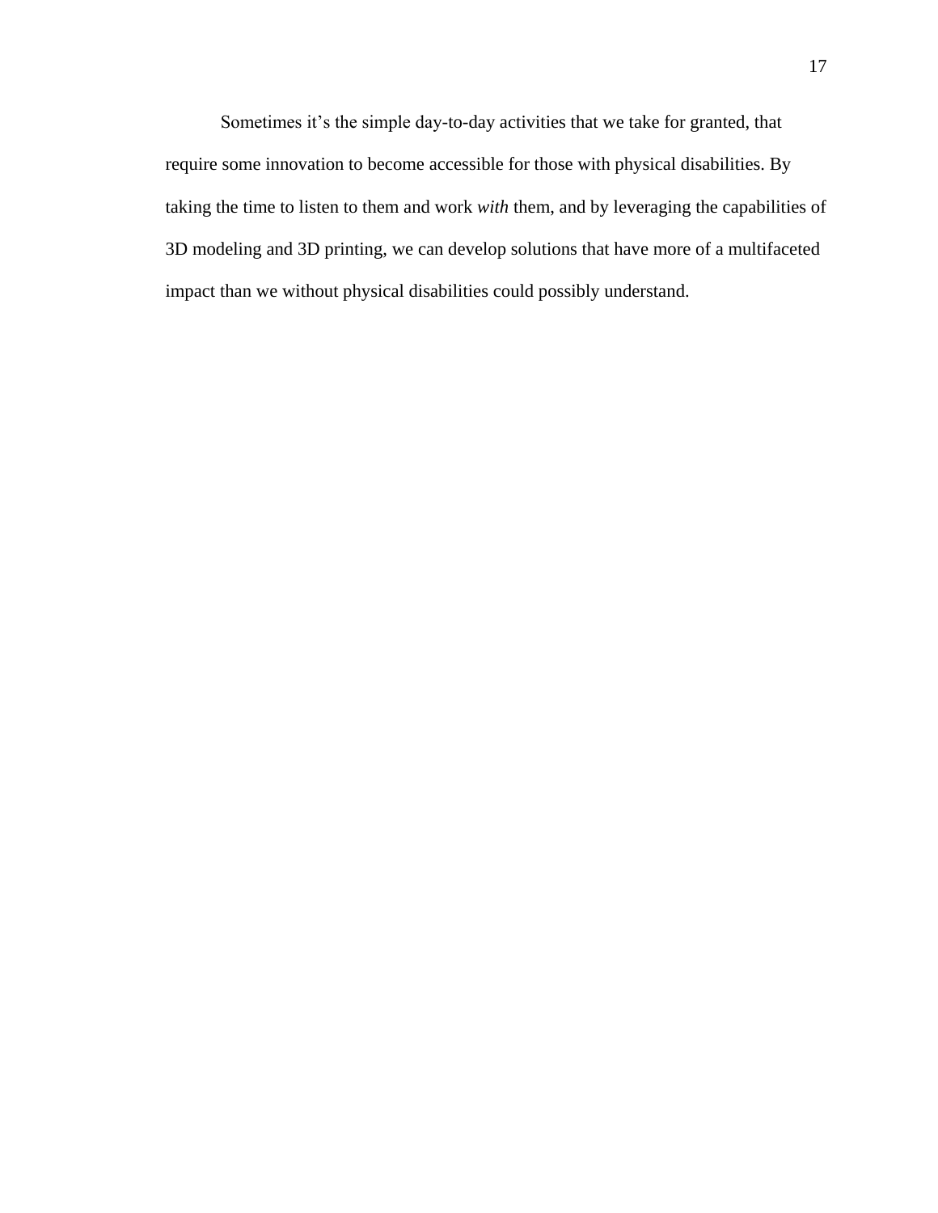Sometimes it's the simple day-to-day activities that we take for granted, that require some innovation to become accessible for those with physical disabilities. By taking the time to listen to them and work *with* them, and by leveraging the capabilities of 3D modeling and 3D printing, we can develop solutions that have more of a multifaceted impact than we without physical disabilities could possibly understand.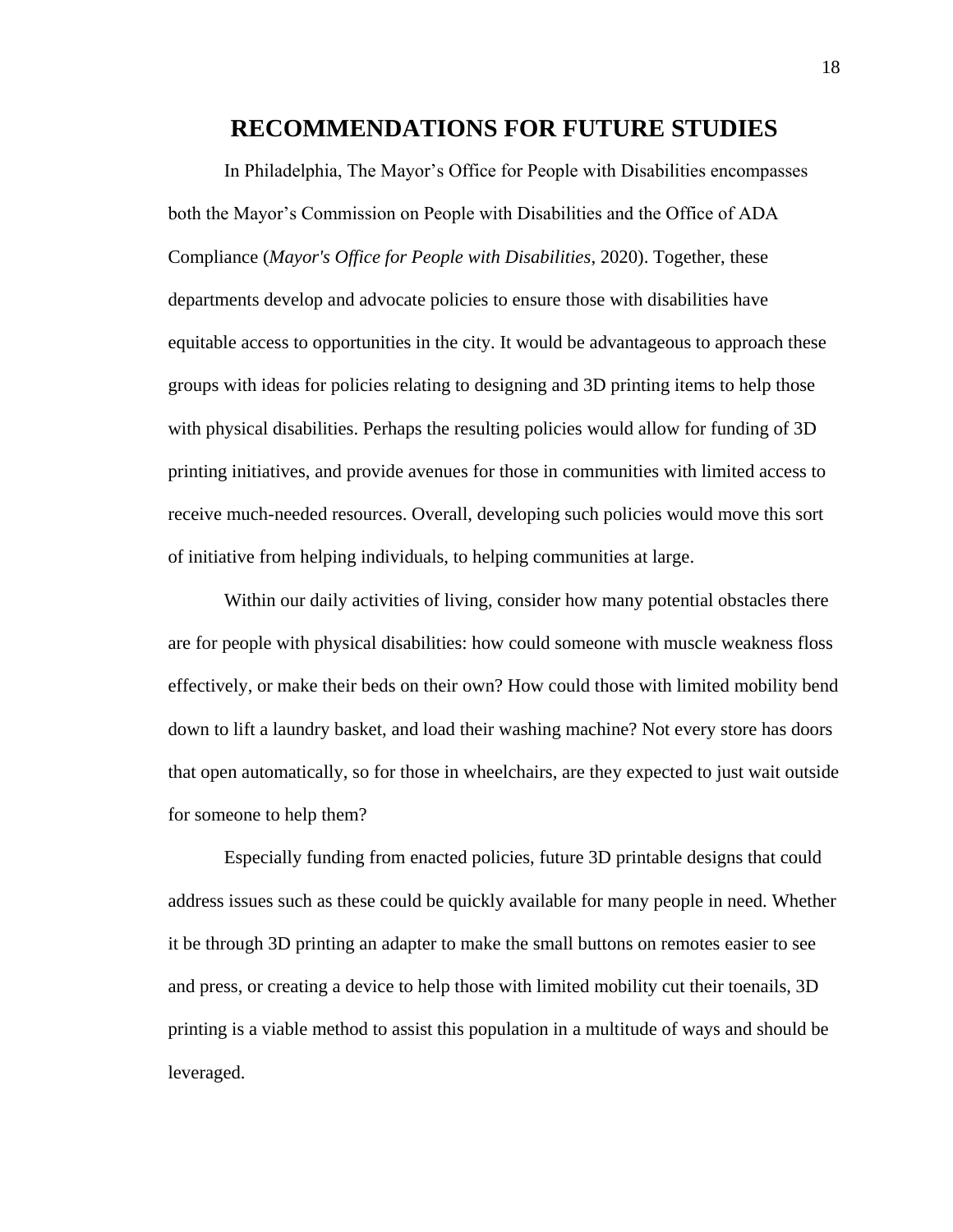## RECOMMENDATIONS FOR FUTURE STUDIES

In Philadelphia, The Mayor's Office for People with Disabilities encompasses both the Mayor's Commission on People with Disabilities and the Office of ADA Compliance (*Mayor's Office for People with Disabilities*, 2020). Together, these departments develop and advocate policies to ensure those with disabilities have equitable access to opportunities in the city. It would be advantageous to approach these groups with ideas for policies relating to designing and 3D printing items to help those with physical disabilities. Perhaps the resulting policies would allow for funding of 3D printing initiatives, and provide avenues for those in communities with limited access to receive much-needed resources. Overall, developing such policies would move this sort of initiative from helping individuals, to helping communities at large.

Within our daily activities of living, consider how many potential obstacles there are for people with physical disabilities: how could someone with muscle weakness floss effectively, or make their beds on their own? How could those with limited mobility bend down to lift a laundry basket, and load their washing machine? Not every store has doors that open automatically, so for those in wheelchairs, are they expected to just wait outside for someone to help them?

Especially funding from enacted policies, future 3D printable designs that could address issues such as these could be quickly available for many people in need. Whether it be through 3D printing an adapter to make the small buttons on remotes easier to see and press, or creating a device to help those with limited mobility cut their toenails, 3D printing is a viable method to assist this population in a multitude of ways and should be leveraged.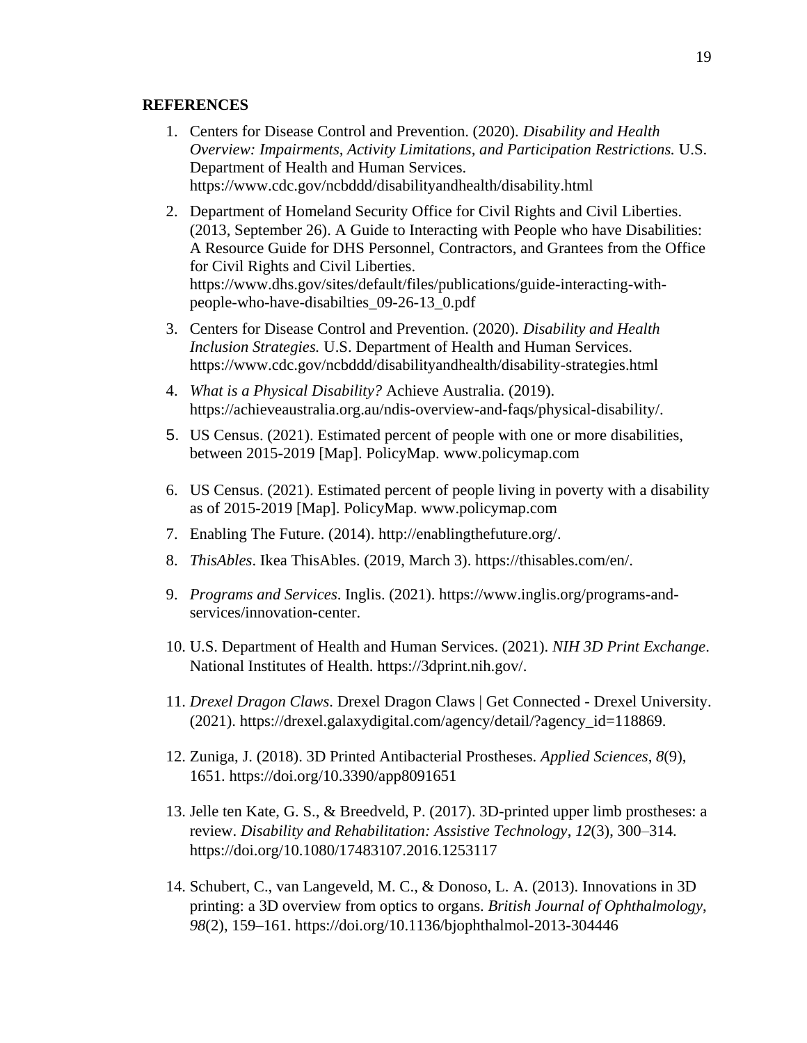**REFERENCES**

1. Centers for Disease Control and Prevention. (2020). *Disability and Health Overview: Impairments, Activity Limitations, and Participation Restrictions.* U.S. Department of Health and Human Services. https://www.cdc.gov/ncbddd/disabilityandhealth/disability.html
2. Department of Homeland Security Office for Civil Rights and Civil Liberties. (2013, September 26). A Guide to Interacting with People who have Disabilities: A Resource Guide for DHS Personnel, Contractors, and Grantees from the Office for Civil Rights and Civil Liberties. https://www.dhs.gov/sites/default/files/publications/guide-interacting-with-people-who-have-disabilties_09-26-13_0.pdf
3. Centers for Disease Control and Prevention. (2020). *Disability and Health Inclusion Strategies.* U.S. Department of Health and Human Services. https://www.cdc.gov/ncbddd/disabilityandhealth/disability-strategies.html
4. *What is a Physical Disability?* Achieve Australia. (2019). https://achieveaustralia.org.au/ndis-overview-and-faqs/physical-disability/.
5. US Census. (2021). Estimated percent of people with one or more disabilities, between 2015-2019 [Map]. PolicyMap. www.policymap.com
6. US Census. (2021). Estimated percent of people living in poverty with a disability as of 2015-2019 [Map]. PolicyMap. www.policymap.com
7. Enabling The Future. (2014). http://enablingthefuture.org/.
8. *ThisAbles*. Ikea ThisAbles. (2019, March 3). https://thisables.com/en/.
9. *Programs and Services*. Inglis. (2021). https://www.inglis.org/programs-and-services/innovation-center.
10. U.S. Department of Health and Human Services. (2021). *NIH 3D Print Exchange*. National Institutes of Health. https://3dprint.nih.gov/.
11. *Drexel Dragon Claws*. Drexel Dragon Claws | Get Connected - Drexel University. (2021). https://drexel.galaxydigital.com/agency/detail/?agency_id=118869.
12. Zuniga, J. (2018). 3D Printed Antibacterial Prostheses. *Applied Sciences*, *8*(9), 1651. https://doi.org/10.3390/app8091651
13. Jelle ten Kate, G. S., & Breedveld, P. (2017). 3D-printed upper limb prostheses: a review. *Disability and Rehabilitation: Assistive Technology*, *12*(3), 300–314. https://doi.org/10.1080/17483107.2016.1253117
14. Schubert, C., van Langeveld, M. C., & Donoso, L. A. (2013). Innovations in 3D printing: a 3D overview from optics to organs. *British Journal of Ophthalmology*, *98*(2), 159–161. https://doi.org/10.1136/bjophthalmol-2013-304446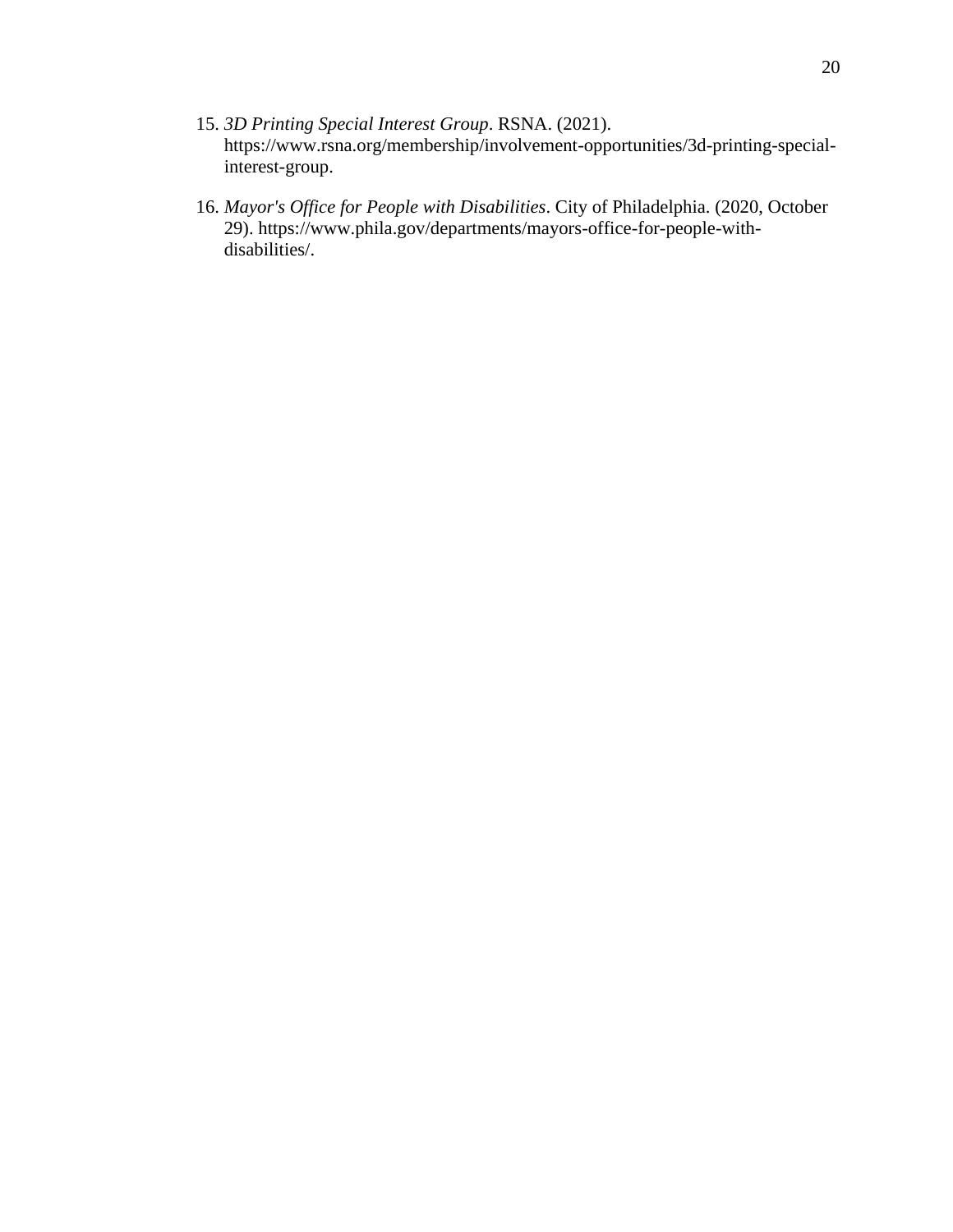15. *3D Printing Special Interest Group*. RSNA. (2021). https://www.rsna.org/membership/involvement-opportunities/3d-printing-special-interest-group.

16. *Mayor's Office for People with Disabilities*. City of Philadelphia. (2020, October 29). https://www.phila.gov/departments/mayors-office-for-people-with-disabilities/.